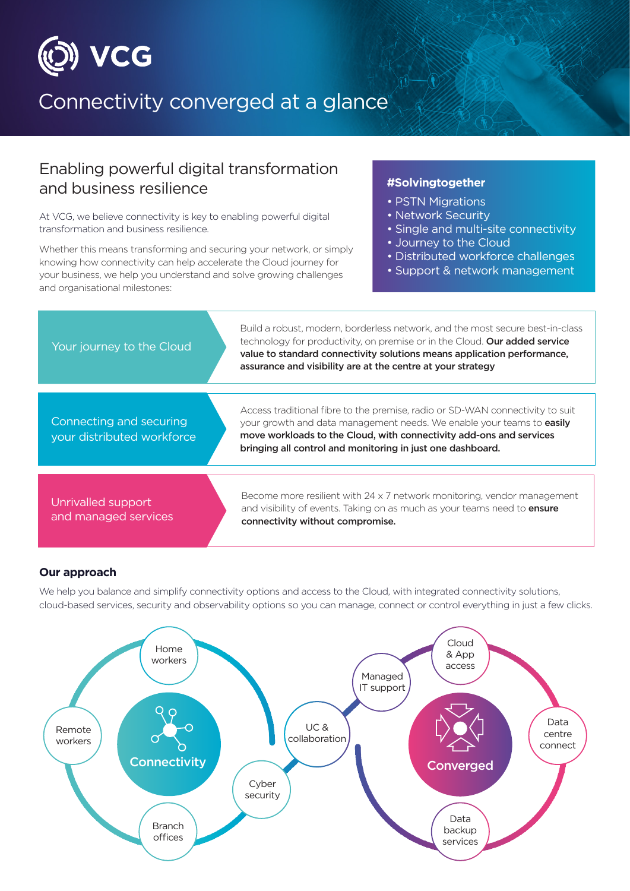# VCG

## Connectivity converged at a glance

## Enabling powerful digital transformation and business resilience

At VCG, we believe connectivity is key to enabling powerful digital transformation and business resilience.

Whether this means transforming and securing your network, or simply knowing how connectivity can help accelerate the Cloud journey for your business, we help you understand and solve growing challenges and organisational milestones:

**#Solvingtogether**

- PSTN Migrations
- Network Security
- Single and multi-site connectivity
- Journey to the Cloud
- Distributed workforce challenges
- Support & network management

### Your journey to the Cloud

Build a robust, modern, borderless network, and the most secure best-in-class technology for productivity, on premise or in the Cloud. **Our added service value to standard connectivity solutions means application performance, assurance and visibility are at the centre at your strategy**

### Connecting and securing your distributed workforce

Access traditional fibre to the premise, radio or SD-WAN connectivity to suit your growth and data management needs. We enable your teams to **easily move workloads to the Cloud, with connectivity add-ons and services bringing all control and monitoring in just one dashboard.**

### Unrivalled support and managed services

Become more resilient with 24 x 7 network monitoring, vendor management and visibility of events. Taking on as much as your teams need to **ensure connectivity without compromise.**

### Our approach

We help you balance and simplify connectivity options and access to the Cloud, with integrated connectivity solutions, cloud-based services, security and observability options so you can manage, connect or control everything in just a few clicks.

**Connectivity**: Home workers, Remote workers, Branch offices, Cyber security, UC & collaboration

**Converged**: Managed IT support, Cloud & App access, Data centre connect, Data backup services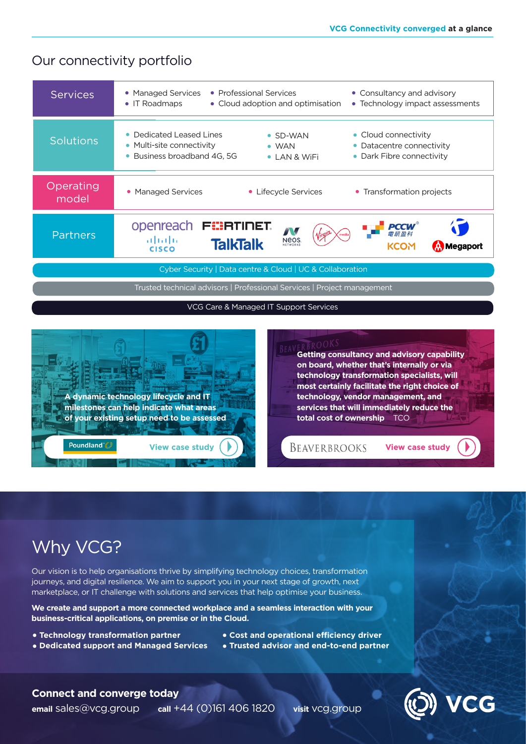## Our connectivity portfolio

| | | | |
|---|---|---|---|
| Services | • Managed Services<br>• IT Roadmaps | • Professional Services<br>• Cloud adoption and optimisation | • Consultancy and advisory<br>• Technology impact assessments |
| Solutions | • Dedicated Leased Lines<br>• Multi-site connectivity<br>• Business broadband 4G, 5G | • SD-WAN<br>• WAN<br>• LAN & WiFi | • Cloud connectivity<br>• Datacentre connectivity<br>• Dark Fibre connectivity |
| Operating model | • Managed Services | • Lifecycle Services | • Transformation projects |
| Partners | openreach, Cisco, Fortinet, TalkTalk, Neos Networks, Virgin media | PCCW, KCOM | Megaport |

Cyber Security | Data centre & Cloud | UC & Collaboration

Trusted technical advisors | Professional Services | Project management

VCG Care & Managed IT Support Services

A dynamic technology lifecycle and IT milestones can help indicate what areas of your existing setup need to be assessed

Poundland — View case study

Getting consultancy and advisory capability on board, whether that's internally or via technology transformation specialists, will most certainly facilitate the right choice of technology, vendor management, and services that will immediately reduce the total cost of ownership TCO

Beaverbrooks — View case study

## Why VCG?

Our vision is to help organisations thrive by simplifying technology choices, transformation journeys, and digital resilience. We aim to support you in your next stage of growth, next marketplace, or IT challenge with solutions and services that help optimise your business.

**We create and support a more connected workplace and a seamless interaction with your business-critical applications, on premise or in the Cloud.**

- **Technology transformation partner**
- **Dedicated support and Managed Services**
- **Cost and operational efficiency driver**
- **Trusted advisor and end-to-end partner**

### Connect and converge today

**email** sales@vcg.group **call** +44 (0)161 406 1820 **visit** vcg.group

VCG